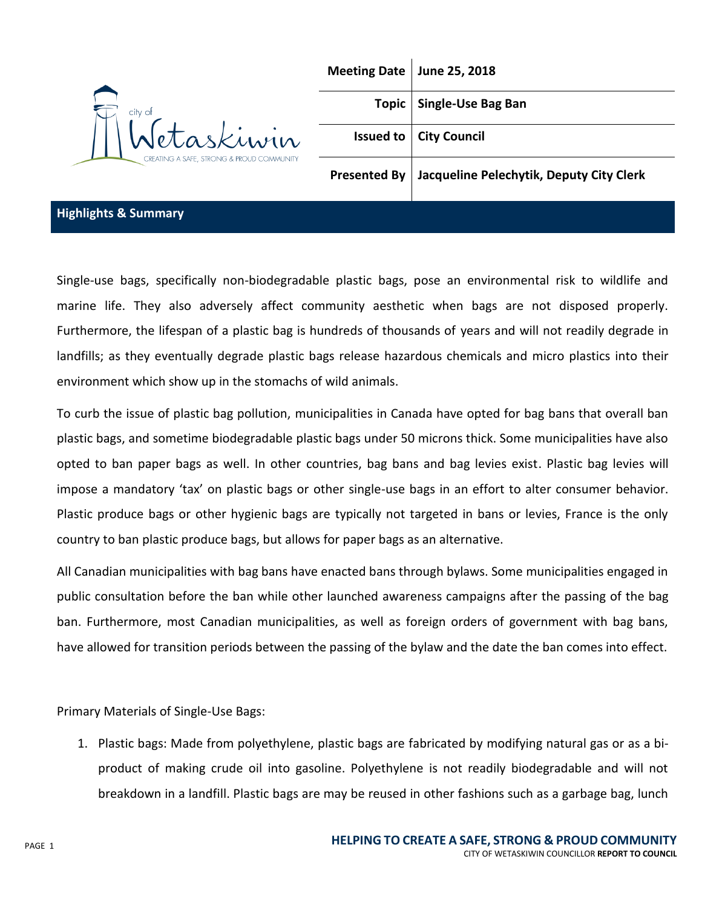| Meeting Date | June 25, 2018 |
|---|---|
| Topic | Single-Use Bag Ban |
| Issued to | City Council |
| Presented By | Jacqueline Pelechytik, Deputy City Clerk |

## Highlights & Summary

Single-use bags, specifically non-biodegradable plastic bags, pose an environmental risk to wildlife and marine life. They also adversely affect community aesthetic when bags are not disposed properly. Furthermore, the lifespan of a plastic bag is hundreds of thousands of years and will not readily degrade in landfills; as they eventually degrade plastic bags release hazardous chemicals and micro plastics into their environment which show up in the stomachs of wild animals.

To curb the issue of plastic bag pollution, municipalities in Canada have opted for bag bans that overall ban plastic bags, and sometime biodegradable plastic bags under 50 microns thick. Some municipalities have also opted to ban paper bags as well. In other countries, bag bans and bag levies exist. Plastic bag levies will impose a mandatory 'tax' on plastic bags or other single-use bags in an effort to alter consumer behavior. Plastic produce bags or other hygienic bags are typically not targeted in bans or levies, France is the only country to ban plastic produce bags, but allows for paper bags as an alternative.

All Canadian municipalities with bag bans have enacted bans through bylaws. Some municipalities engaged in public consultation before the ban while other launched awareness campaigns after the passing of the bag ban. Furthermore, most Canadian municipalities, as well as foreign orders of government with bag bans, have allowed for transition periods between the passing of the bylaw and the date the ban comes into effect.

Primary Materials of Single-Use Bags:

1. Plastic bags: Made from polyethylene, plastic bags are fabricated by modifying natural gas or as a bi-product of making crude oil into gasoline. Polyethylene is not readily biodegradable and will not breakdown in a landfill. Plastic bags are may be reused in other fashions such as a garbage bag, lunch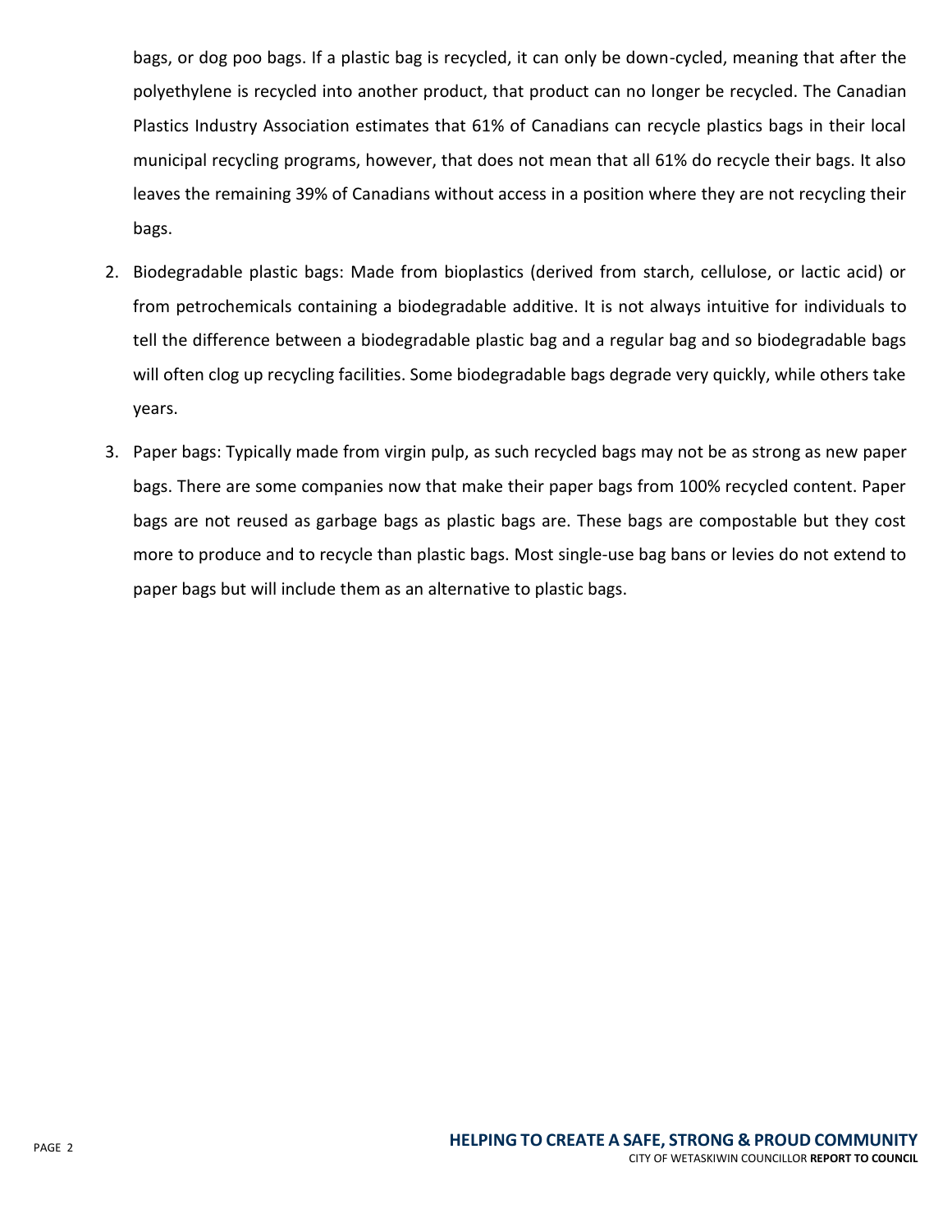bags, or dog poo bags. If a plastic bag is recycled, it can only be down-cycled, meaning that after the polyethylene is recycled into another product, that product can no longer be recycled. The Canadian Plastics Industry Association estimates that 61% of Canadians can recycle plastics bags in their local municipal recycling programs, however, that does not mean that all 61% do recycle their bags. It also leaves the remaining 39% of Canadians without access in a position where they are not recycling their bags.

2. Biodegradable plastic bags: Made from bioplastics (derived from starch, cellulose, or lactic acid) or from petrochemicals containing a biodegradable additive. It is not always intuitive for individuals to tell the difference between a biodegradable plastic bag and a regular bag and so biodegradable bags will often clog up recycling facilities. Some biodegradable bags degrade very quickly, while others take years.

3. Paper bags: Typically made from virgin pulp, as such recycled bags may not be as strong as new paper bags. There are some companies now that make their paper bags from 100% recycled content. Paper bags are not reused as garbage bags as plastic bags are. These bags are compostable but they cost more to produce and to recycle than plastic bags. Most single-use bag bans or levies do not extend to paper bags but will include them as an alternative to plastic bags.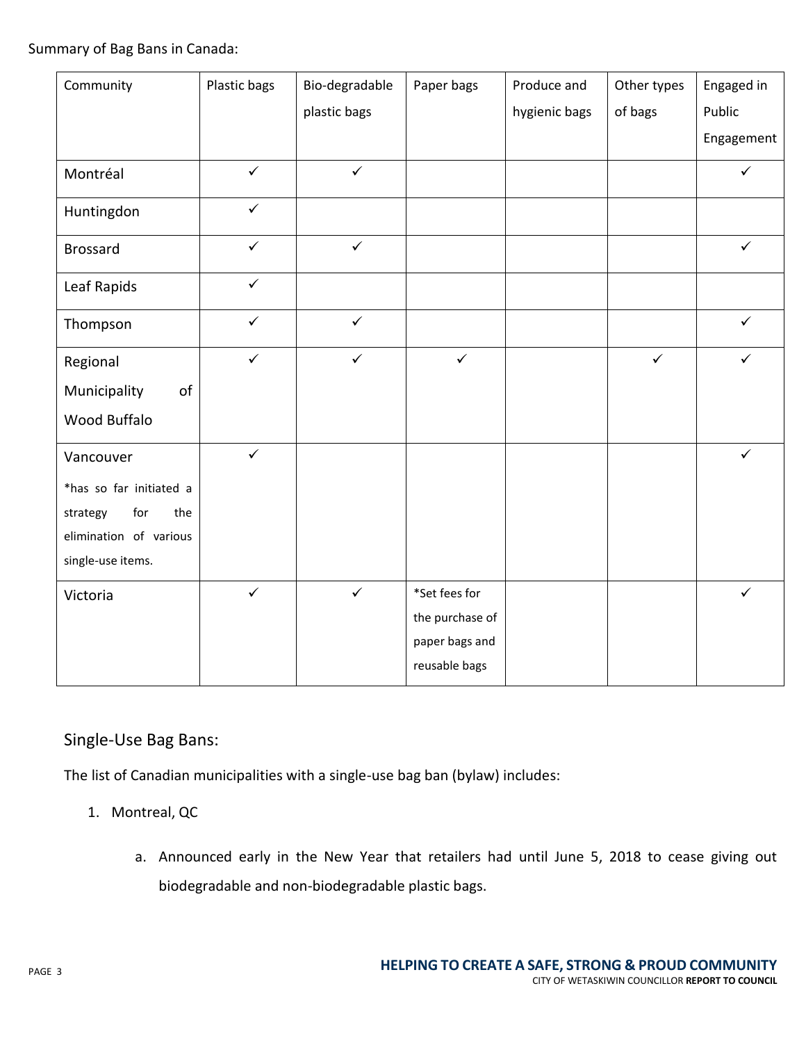Summary of Bag Bans in Canada:

| Community | Plastic bags | Bio-degradable plastic bags | Paper bags | Produce and hygienic bags | Other types of bags | Engaged in Public Engagement |
|---|---|---|---|---|---|---|
| Montréal | ✓ | ✓ | | | | ✓ |
| Huntingdon | ✓ | | | | | |
| Brossard | ✓ | ✓ | | | | ✓ |
| Leaf Rapids | ✓ | | | | | |
| Thompson | ✓ | ✓ | | | | ✓ |
| Regional Municipality of Wood Buffalo | ✓ | ✓ | ✓ | | ✓ | ✓ |
| Vancouver *has so far initiated a strategy for the elimination of various single-use items. | ✓ | | | | | ✓ |
| Victoria | ✓ | ✓ | *Set fees for the purchase of paper bags and reusable bags | | | ✓ |

## Single-Use Bag Bans:

The list of Canadian municipalities with a single-use bag ban (bylaw) includes:

1. Montreal, QC
   a. Announced early in the New Year that retailers had until June 5, 2018 to cease giving out biodegradable and non-biodegradable plastic bags.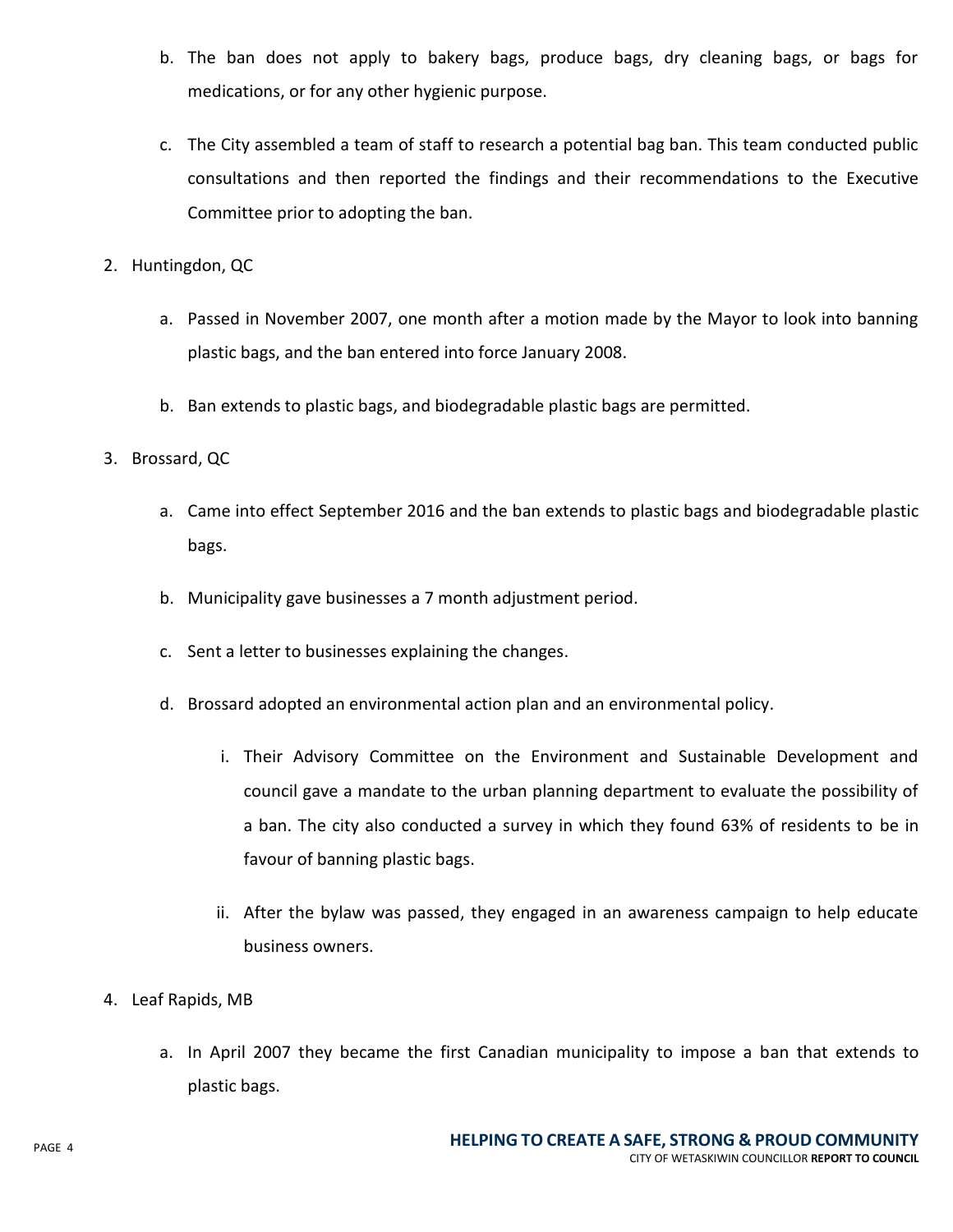b. The ban does not apply to bakery bags, produce bags, dry cleaning bags, or bags for medications, or for any other hygienic purpose.

   c. The City assembled a team of staff to research a potential bag ban. This team conducted public consultations and then reported the findings and their recommendations to the Executive Committee prior to adopting the ban.

2. Huntingdon, QC

   a. Passed in November 2007, one month after a motion made by the Mayor to look into banning plastic bags, and the ban entered into force January 2008.

   b. Ban extends to plastic bags, and biodegradable plastic bags are permitted.

3. Brossard, QC

   a. Came into effect September 2016 and the ban extends to plastic bags and biodegradable plastic bags.

   b. Municipality gave businesses a 7 month adjustment period.

   c. Sent a letter to businesses explaining the changes.

   d. Brossard adopted an environmental action plan and an environmental policy.

      i. Their Advisory Committee on the Environment and Sustainable Development and council gave a mandate to the urban planning department to evaluate the possibility of a ban. The city also conducted a survey in which they found 63% of residents to be in favour of banning plastic bags.

      ii. After the bylaw was passed, they engaged in an awareness campaign to help educate business owners.

4. Leaf Rapids, MB

   a. In April 2007 they became the first Canadian municipality to impose a ban that extends to plastic bags.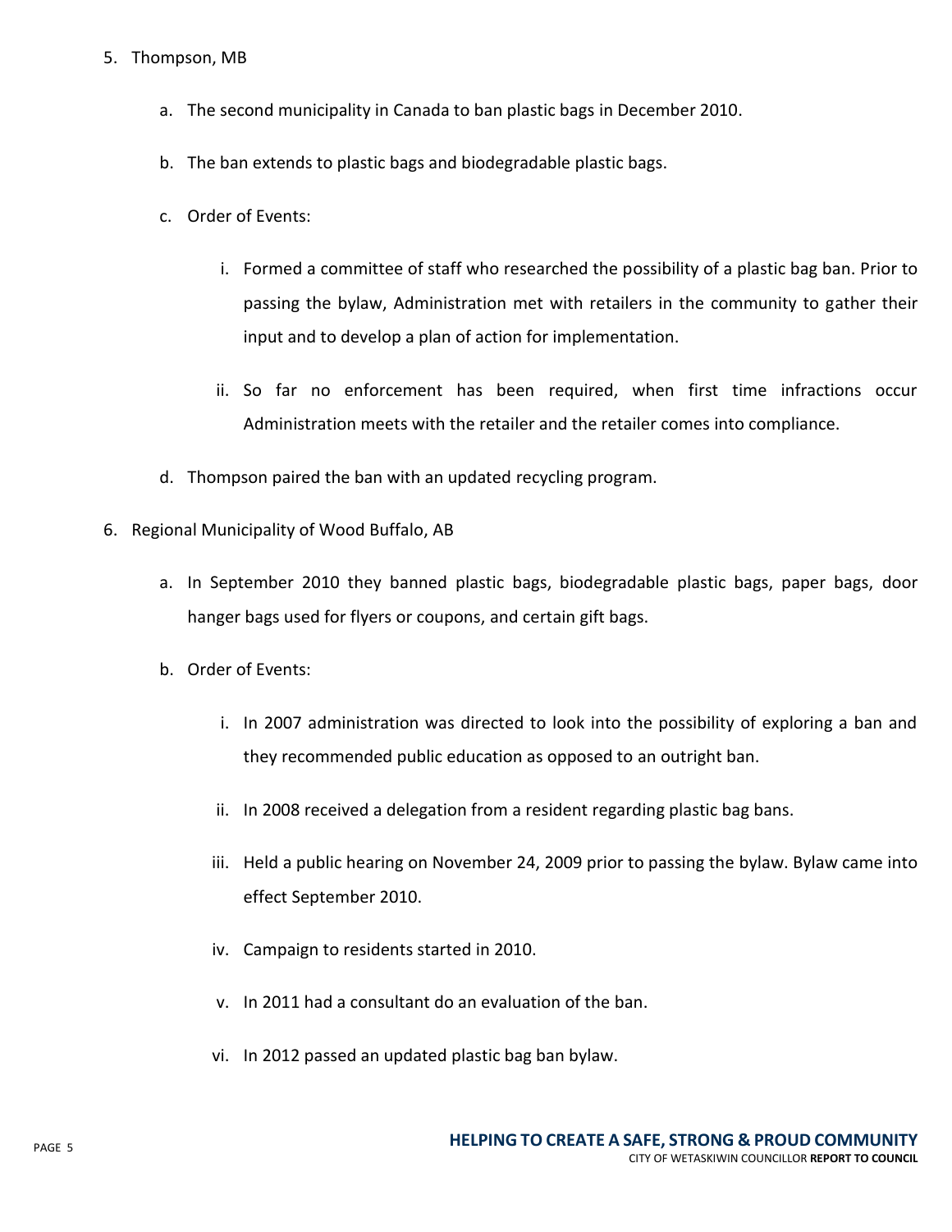5. Thompson, MB
    a. The second municipality in Canada to ban plastic bags in December 2010.
    b. The ban extends to plastic bags and biodegradable plastic bags.
    c. Order of Events:
        i. Formed a committee of staff who researched the possibility of a plastic bag ban. Prior to passing the bylaw, Administration met with retailers in the community to gather their input and to develop a plan of action for implementation.
        ii. So far no enforcement has been required, when first time infractions occur Administration meets with the retailer and the retailer comes into compliance.
    d. Thompson paired the ban with an updated recycling program.
6. Regional Municipality of Wood Buffalo, AB
    a. In September 2010 they banned plastic bags, biodegradable plastic bags, paper bags, door hanger bags used for flyers or coupons, and certain gift bags.
    b. Order of Events:
        i. In 2007 administration was directed to look into the possibility of exploring a ban and they recommended public education as opposed to an outright ban.
        ii. In 2008 received a delegation from a resident regarding plastic bag bans.
        iii. Held a public hearing on November 24, 2009 prior to passing the bylaw. Bylaw came into effect September 2010.
        iv. Campaign to residents started in 2010.
        v. In 2011 had a consultant do an evaluation of the ban.
        vi. In 2012 passed an updated plastic bag ban bylaw.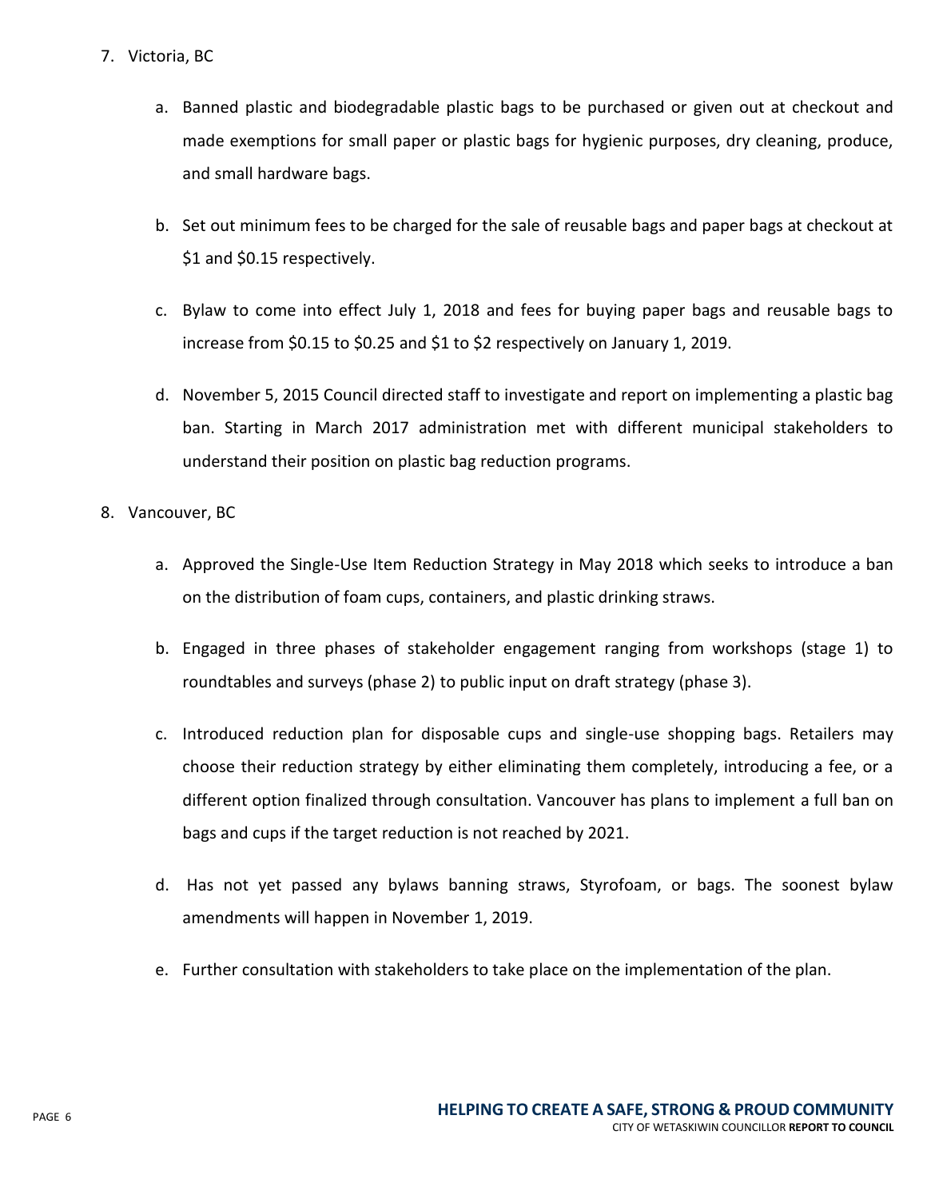7. Victoria, BC

    a. Banned plastic and biodegradable plastic bags to be purchased or given out at checkout and made exemptions for small paper or plastic bags for hygienic purposes, dry cleaning, produce, and small hardware bags.

    b. Set out minimum fees to be charged for the sale of reusable bags and paper bags at checkout at $1 and $0.15 respectively.

    c. Bylaw to come into effect July 1, 2018 and fees for buying paper bags and reusable bags to increase from $0.15 to $0.25 and $1 to $2 respectively on January 1, 2019.

    d. November 5, 2015 Council directed staff to investigate and report on implementing a plastic bag ban. Starting in March 2017 administration met with different municipal stakeholders to understand their position on plastic bag reduction programs.

8. Vancouver, BC

    a. Approved the Single-Use Item Reduction Strategy in May 2018 which seeks to introduce a ban on the distribution of foam cups, containers, and plastic drinking straws.

    b. Engaged in three phases of stakeholder engagement ranging from workshops (stage 1) to roundtables and surveys (phase 2) to public input on draft strategy (phase 3).

    c. Introduced reduction plan for disposable cups and single-use shopping bags. Retailers may choose their reduction strategy by either eliminating them completely, introducing a fee, or a different option finalized through consultation. Vancouver has plans to implement a full ban on bags and cups if the target reduction is not reached by 2021.

    d. Has not yet passed any bylaws banning straws, Styrofoam, or bags. The soonest bylaw amendments will happen in November 1, 2019.

    e. Further consultation with stakeholders to take place on the implementation of the plan.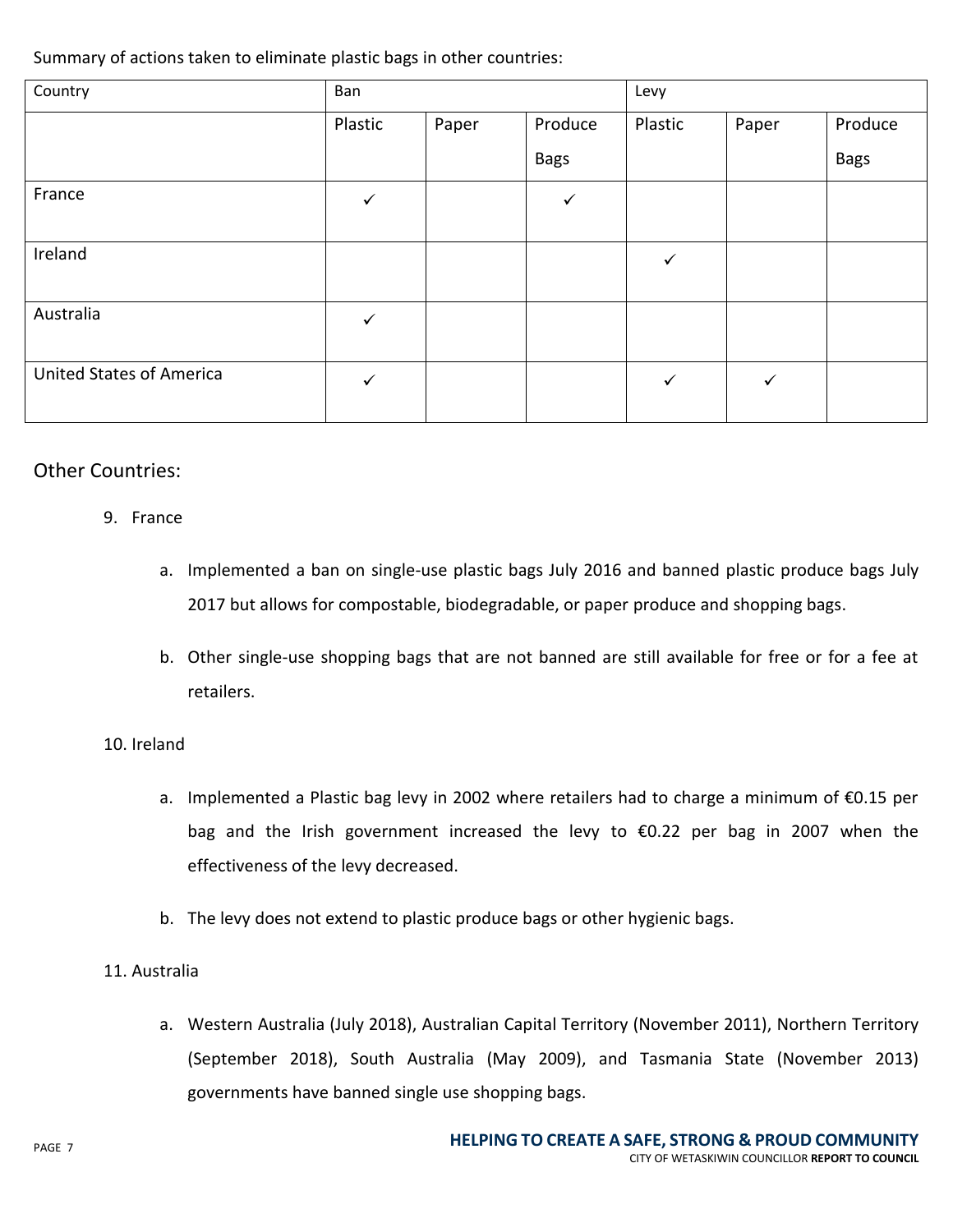Summary of actions taken to eliminate plastic bags in other countries:

| Country | Ban | | | Levy | | |
|---|---|---|---|---|---|---|
| | Plastic | Paper | Produce Bags | Plastic | Paper | Produce Bags |
| France | ✓ | | ✓ | | | |
| Ireland | | | | ✓ | | |
| Australia | ✓ | | | | | |
| United States of America | ✓ | | | ✓ | ✓ | |

## Other Countries:

9. France
   a. Implemented a ban on single-use plastic bags July 2016 and banned plastic produce bags July 2017 but allows for compostable, biodegradable, or paper produce and shopping bags.
   b. Other single-use shopping bags that are not banned are still available for free or for a fee at retailers.

10. Ireland
    a. Implemented a Plastic bag levy in 2002 where retailers had to charge a minimum of €0.15 per bag and the Irish government increased the levy to €0.22 per bag in 2007 when the effectiveness of the levy decreased.
    b. The levy does not extend to plastic produce bags or other hygienic bags.

11. Australia
    a. Western Australia (July 2018), Australian Capital Territory (November 2011), Northern Territory (September 2018), South Australia (May 2009), and Tasmania State (November 2013) governments have banned single use shopping bags.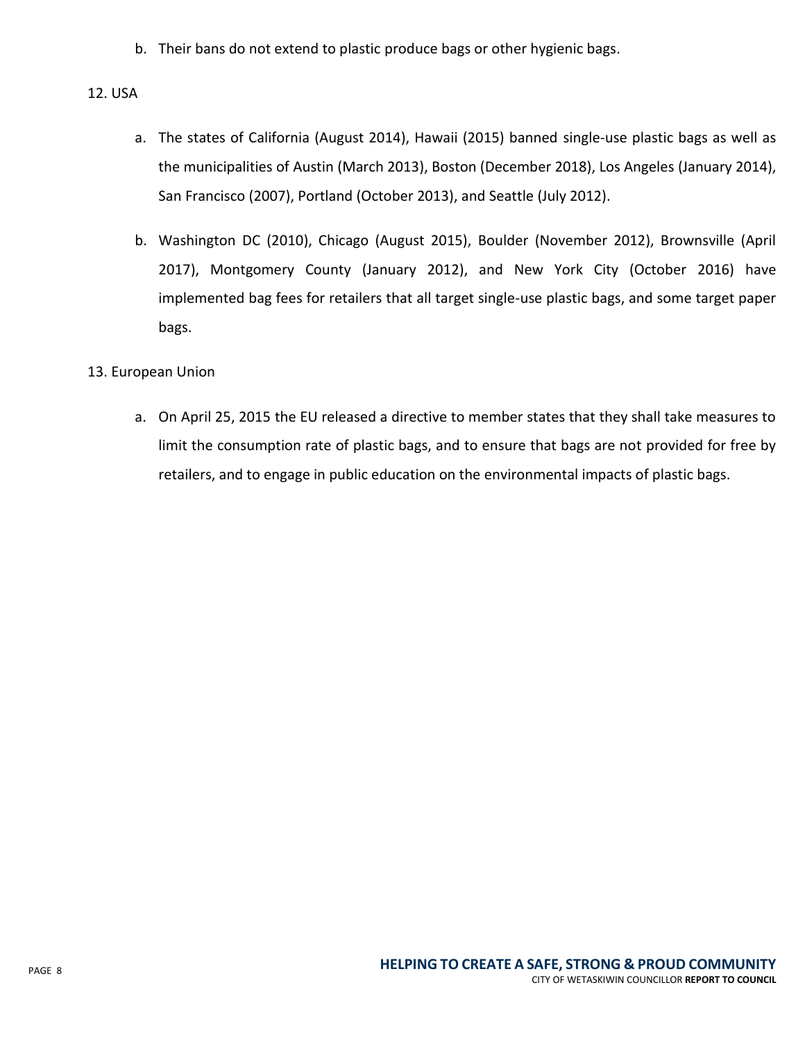b. Their bans do not extend to plastic produce bags or other hygienic bags.

12. USA

    a. The states of California (August 2014), Hawaii (2015) banned single-use plastic bags as well as the municipalities of Austin (March 2013), Boston (December 2018), Los Angeles (January 2014), San Francisco (2007), Portland (October 2013), and Seattle (July 2012).

    b. Washington DC (2010), Chicago (August 2015), Boulder (November 2012), Brownsville (April 2017), Montgomery County (January 2012), and New York City (October 2016) have implemented bag fees for retailers that all target single-use plastic bags, and some target paper bags.

13. European Union

    a. On April 25, 2015 the EU released a directive to member states that they shall take measures to limit the consumption rate of plastic bags, and to ensure that bags are not provided for free by retailers, and to engage in public education on the environmental impacts of plastic bags.